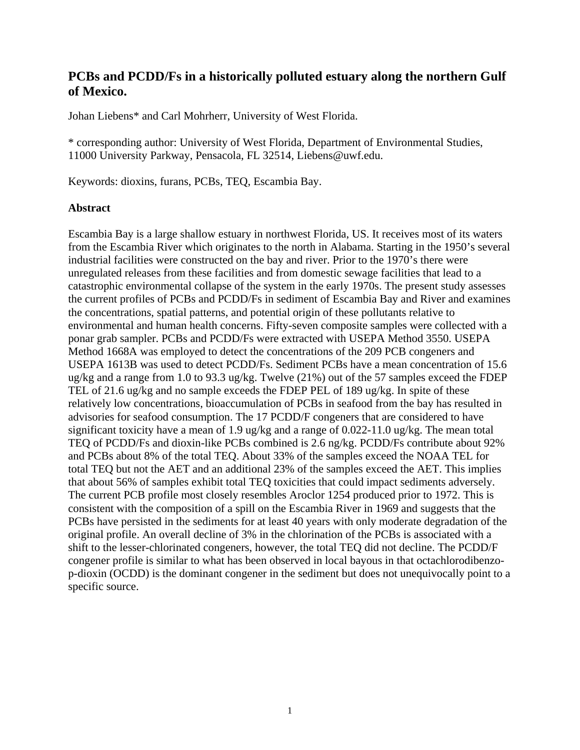## PCBs and PCDD/Fs in a historically polluted estuary along the northern Gulf of Mexico.

Johan Liebens* and Carl Mohrherr, University of West Florida.

* corresponding author: University of West Florida, Department of Environmental Studies, 11000 University Parkway, Pensacola, FL 32514, Liebens@uwf.edu.

Keywords: dioxins, furans, PCBs, TEQ, Escambia Bay.

### Abstract

Escambia Bay is a large shallow estuary in northwest Florida, US. It receives most of its waters from the Escambia River which originates to the north in Alabama. Starting in the 1950's several industrial facilities were constructed on the bay and river. Prior to the 1970's there were unregulated releases from these facilities and from domestic sewage facilities that lead to a catastrophic environmental collapse of the system in the early 1970s. The present study assesses the current profiles of PCBs and PCDD/Fs in sediment of Escambia Bay and River and examines the concentrations, spatial patterns, and potential origin of these pollutants relative to environmental and human health concerns. Fifty-seven composite samples were collected with a ponar grab sampler. PCBs and PCDD/Fs were extracted with USEPA Method 3550. USEPA Method 1668A was employed to detect the concentrations of the 209 PCB congeners and USEPA 1613B was used to detect PCDD/Fs. Sediment PCBs have a mean concentration of 15.6 ug/kg and a range from 1.0 to 93.3 ug/kg. Twelve (21%) out of the 57 samples exceed the FDEP TEL of 21.6 ug/kg and no sample exceeds the FDEP PEL of 189 ug/kg. In spite of these relatively low concentrations, bioaccumulation of PCBs in seafood from the bay has resulted in advisories for seafood consumption. The 17 PCDD/F congeners that are considered to have significant toxicity have a mean of 1.9 ug/kg and a range of 0.022-11.0 ug/kg. The mean total TEQ of PCDD/Fs and dioxin-like PCBs combined is 2.6 ng/kg. PCDD/Fs contribute about 92% and PCBs about 8% of the total TEQ. About 33% of the samples exceed the NOAA TEL for total TEQ but not the AET and an additional 23% of the samples exceed the AET. This implies that about 56% of samples exhibit total TEQ toxicities that could impact sediments adversely. The current PCB profile most closely resembles Aroclor 1254 produced prior to 1972. This is consistent with the composition of a spill on the Escambia River in 1969 and suggests that the PCBs have persisted in the sediments for at least 40 years with only moderate degradation of the original profile. An overall decline of 3% in the chlorination of the PCBs is associated with a shift to the lesser-chlorinated congeners, however, the total TEQ did not decline. The PCDD/F congener profile is similar to what has been observed in local bayous in that octachlorodibenzo-p-dioxin (OCDD) is the dominant congener in the sediment but does not unequivocally point to a specific source.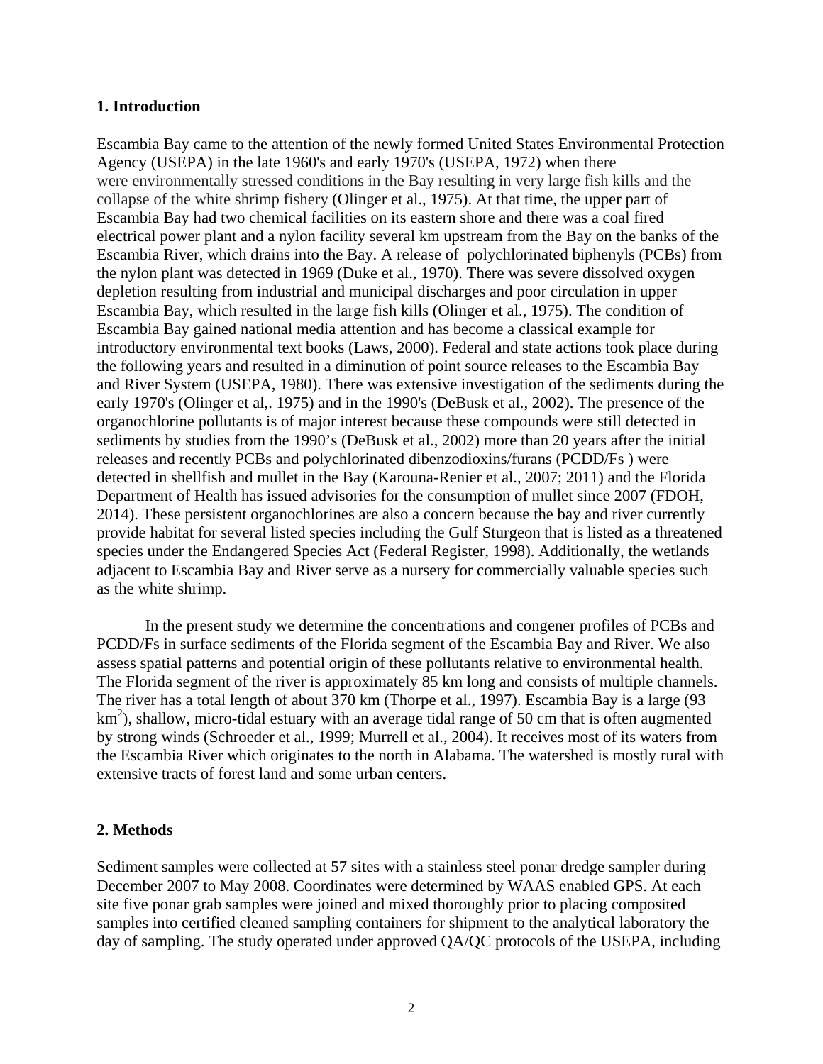## 1. Introduction

Escambia Bay came to the attention of the newly formed United States Environmental Protection Agency (USEPA) in the late 1960's and early 1970's (USEPA, 1972) when there were environmentally stressed conditions in the Bay resulting in very large fish kills and the collapse of the white shrimp fishery (Olinger et al., 1975). At that time, the upper part of Escambia Bay had two chemical facilities on its eastern shore and there was a coal fired electrical power plant and a nylon facility several km upstream from the Bay on the banks of the Escambia River, which drains into the Bay. A release of polychlorinated biphenyls (PCBs) from the nylon plant was detected in 1969 (Duke et al., 1970). There was severe dissolved oxygen depletion resulting from industrial and municipal discharges and poor circulation in upper Escambia Bay, which resulted in the large fish kills (Olinger et al., 1975). The condition of Escambia Bay gained national media attention and has become a classical example for introductory environmental text books (Laws, 2000). Federal and state actions took place during the following years and resulted in a diminution of point source releases to the Escambia Bay and River System (USEPA, 1980). There was extensive investigation of the sediments during the early 1970's (Olinger et al,. 1975) and in the 1990's (DeBusk et al., 2002). The presence of the organochlorine pollutants is of major interest because these compounds were still detected in sediments by studies from the 1990's (DeBusk et al., 2002) more than 20 years after the initial releases and recently PCBs and polychlorinated dibenzodioxins/furans (PCDD/Fs ) were detected in shellfish and mullet in the Bay (Karouna-Renier et al., 2007; 2011) and the Florida Department of Health has issued advisories for the consumption of mullet since 2007 (FDOH, 2014). These persistent organochlorines are also a concern because the bay and river currently provide habitat for several listed species including the Gulf Sturgeon that is listed as a threatened species under the Endangered Species Act (Federal Register, 1998). Additionally, the wetlands adjacent to Escambia Bay and River serve as a nursery for commercially valuable species such as the white shrimp.

In the present study we determine the concentrations and congener profiles of PCBs and PCDD/Fs in surface sediments of the Florida segment of the Escambia Bay and River. We also assess spatial patterns and potential origin of these pollutants relative to environmental health. The Florida segment of the river is approximately 85 km long and consists of multiple channels. The river has a total length of about 370 km (Thorpe et al., 1997). Escambia Bay is a large (93 $km^2$), shallow, micro-tidal estuary with an average tidal range of 50 cm that is often augmented by strong winds (Schroeder et al., 1999; Murrell et al., 2004). It receives most of its waters from the Escambia River which originates to the north in Alabama. The watershed is mostly rural with extensive tracts of forest land and some urban centers.

## 2. Methods

Sediment samples were collected at 57 sites with a stainless steel ponar dredge sampler during December 2007 to May 2008. Coordinates were determined by WAAS enabled GPS. At each site five ponar grab samples were joined and mixed thoroughly prior to placing composited samples into certified cleaned sampling containers for shipment to the analytical laboratory the day of sampling. The study operated under approved QA/QC protocols of the USEPA, including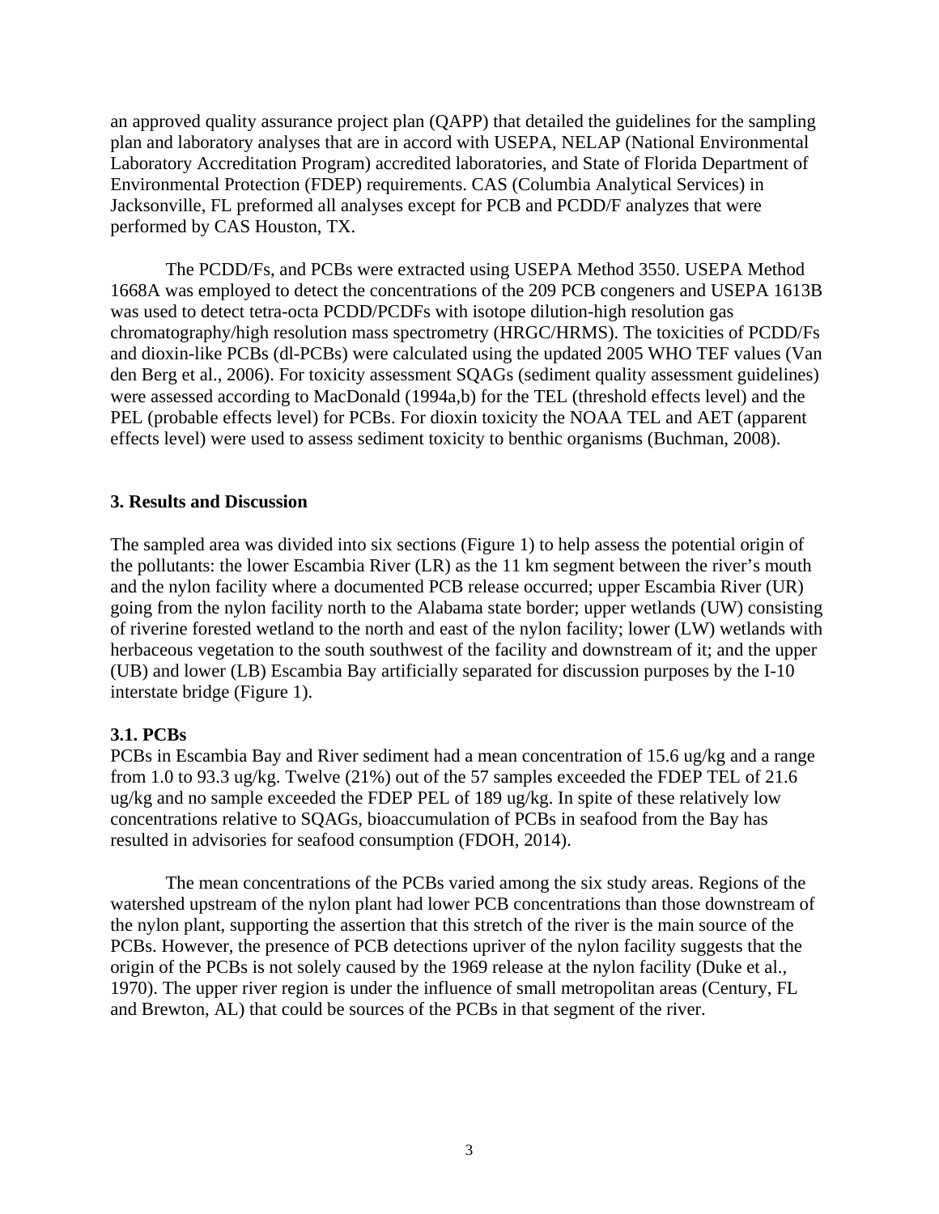an approved quality assurance project plan (QAPP) that detailed the guidelines for the sampling plan and laboratory analyses that are in accord with USEPA, NELAP (National Environmental Laboratory Accreditation Program) accredited laboratories, and State of Florida Department of Environmental Protection (FDEP) requirements. CAS (Columbia Analytical Services) in Jacksonville, FL preformed all analyses except for PCB and PCDD/F analyzes that were performed by CAS Houston, TX.

The PCDD/Fs, and PCBs were extracted using USEPA Method 3550. USEPA Method 1668A was employed to detect the concentrations of the 209 PCB congeners and USEPA 1613B was used to detect tetra-octa PCDD/PCDFs with isotope dilution-high resolution gas chromatography/high resolution mass spectrometry (HRGC/HRMS). The toxicities of PCDD/Fs and dioxin-like PCBs (dl-PCBs) were calculated using the updated 2005 WHO TEF values (Van den Berg et al., 2006). For toxicity assessment SQAGs (sediment quality assessment guidelines) were assessed according to MacDonald (1994a,b) for the TEL (threshold effects level) and the PEL (probable effects level) for PCBs. For dioxin toxicity the NOAA TEL and AET (apparent effects level) were used to assess sediment toxicity to benthic organisms (Buchman, 2008).

## 3. Results and Discussion

The sampled area was divided into six sections (Figure 1) to help assess the potential origin of the pollutants: the lower Escambia River (LR) as the 11 km segment between the river's mouth and the nylon facility where a documented PCB release occurred; upper Escambia River (UR) going from the nylon facility north to the Alabama state border; upper wetlands (UW) consisting of riverine forested wetland to the north and east of the nylon facility; lower (LW) wetlands with herbaceous vegetation to the south southwest of the facility and downstream of it; and the upper (UB) and lower (LB) Escambia Bay artificially separated for discussion purposes by the I-10 interstate bridge (Figure 1).

### 3.1. PCBs

PCBs in Escambia Bay and River sediment had a mean concentration of 15.6 ug/kg and a range from 1.0 to 93.3 ug/kg. Twelve (21%) out of the 57 samples exceeded the FDEP TEL of 21.6 ug/kg and no sample exceeded the FDEP PEL of 189 ug/kg. In spite of these relatively low concentrations relative to SQAGs, bioaccumulation of PCBs in seafood from the Bay has resulted in advisories for seafood consumption (FDOH, 2014).

The mean concentrations of the PCBs varied among the six study areas. Regions of the watershed upstream of the nylon plant had lower PCB concentrations than those downstream of the nylon plant, supporting the assertion that this stretch of the river is the main source of the PCBs. However, the presence of PCB detections upriver of the nylon facility suggests that the origin of the PCBs is not solely caused by the 1969 release at the nylon facility (Duke et al., 1970). The upper river region is under the influence of small metropolitan areas (Century, FL and Brewton, AL) that could be sources of the PCBs in that segment of the river.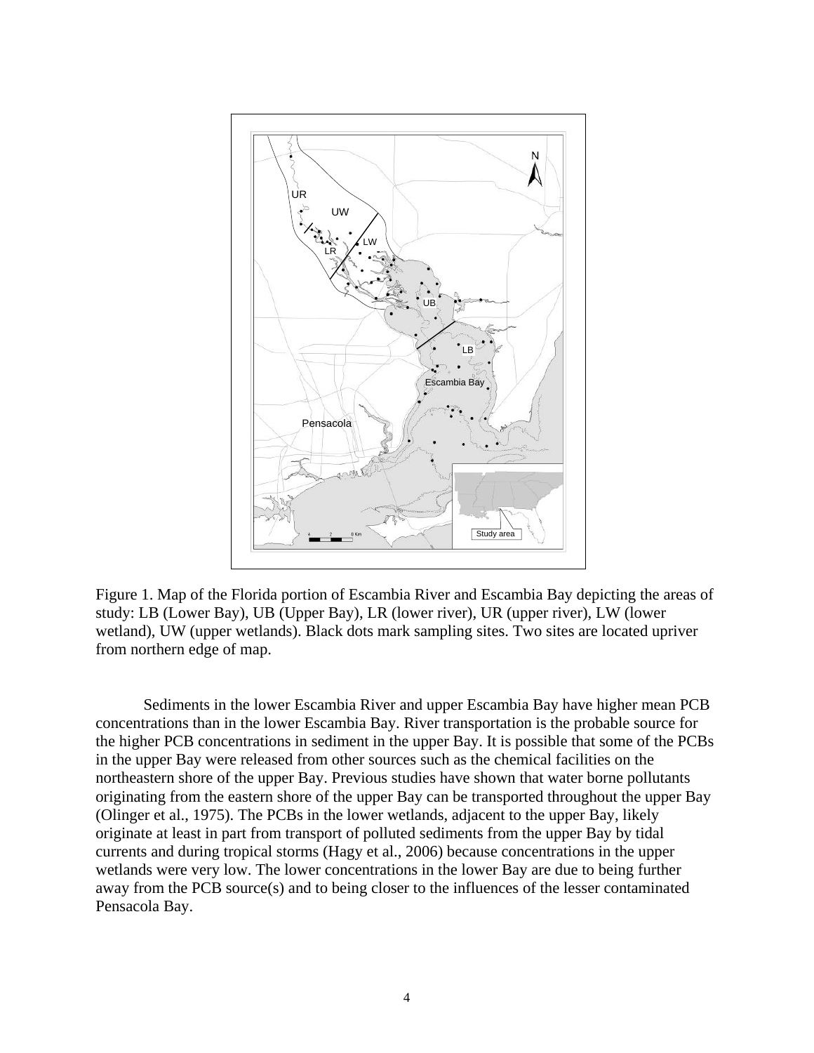Figure 1. Map of the Florida portion of Escambia River and Escambia Bay depicting the areas of study: LB (Lower Bay), UB (Upper Bay), LR (lower river), UR (upper river), LW (lower wetland), UW (upper wetlands). Black dots mark sampling sites. Two sites are located upriver from northern edge of map.

Sediments in the lower Escambia River and upper Escambia Bay have higher mean PCB concentrations than in the lower Escambia Bay. River transportation is the probable source for the higher PCB concentrations in sediment in the upper Bay. It is possible that some of the PCBs in the upper Bay were released from other sources such as the chemical facilities on the northeastern shore of the upper Bay. Previous studies have shown that water borne pollutants originating from the eastern shore of the upper Bay can be transported throughout the upper Bay (Olinger et al., 1975). The PCBs in the lower wetlands, adjacent to the upper Bay, likely originate at least in part from transport of polluted sediments from the upper Bay by tidal currents and during tropical storms (Hagy et al., 2006) because concentrations in the upper wetlands were very low. The lower concentrations in the lower Bay are due to being further away from the PCB source(s) and to being closer to the influences of the lesser contaminated Pensacola Bay.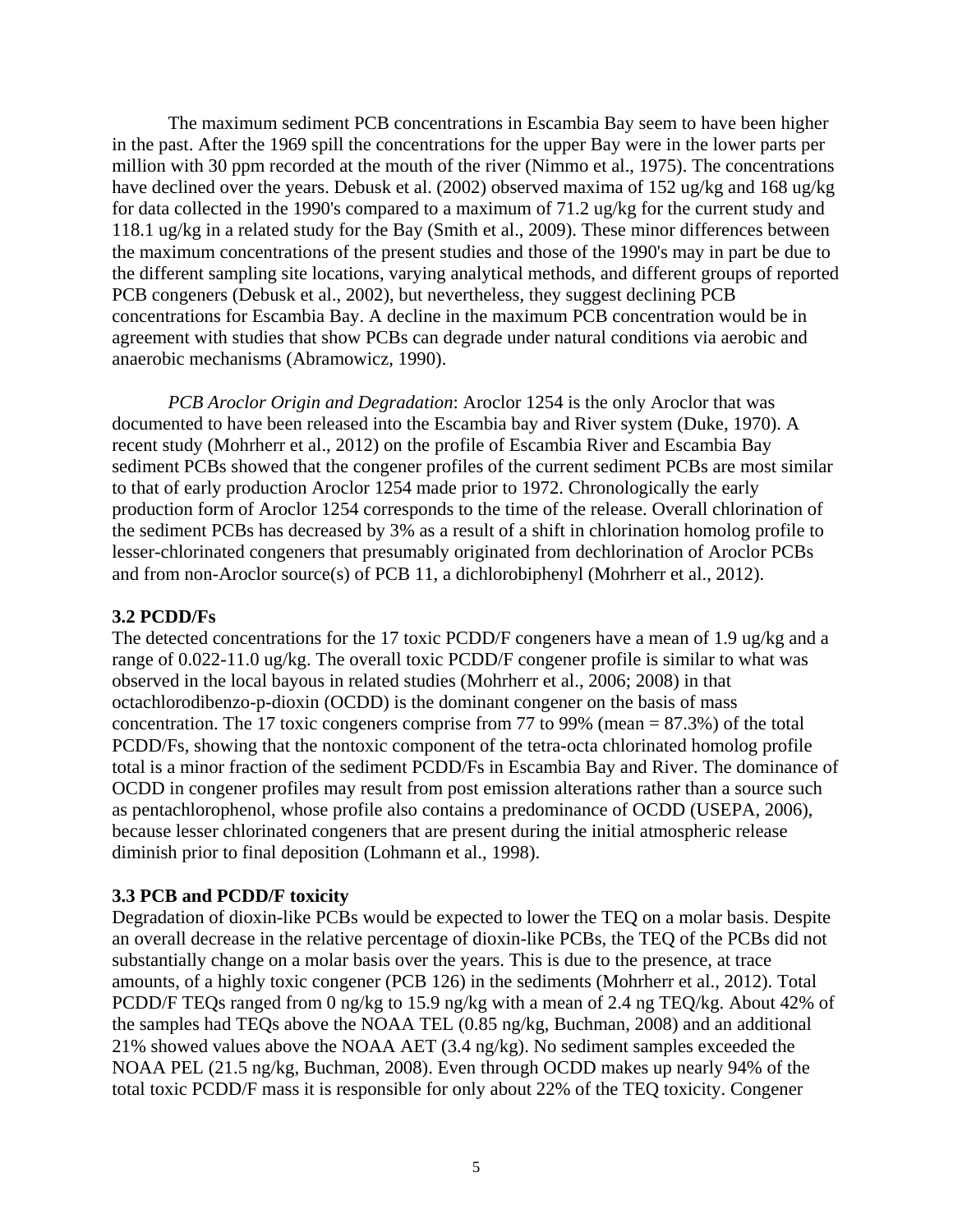The maximum sediment PCB concentrations in Escambia Bay seem to have been higher in the past. After the 1969 spill the concentrations for the upper Bay were in the lower parts per million with 30 ppm recorded at the mouth of the river (Nimmo et al., 1975). The concentrations have declined over the years. Debusk et al. (2002) observed maxima of 152 ug/kg and 168 ug/kg for data collected in the 1990's compared to a maximum of 71.2 ug/kg for the current study and 118.1 ug/kg in a related study for the Bay (Smith et al., 2009). These minor differences between the maximum concentrations of the present studies and those of the 1990's may in part be due to the different sampling site locations, varying analytical methods, and different groups of reported PCB congeners (Debusk et al., 2002), but nevertheless, they suggest declining PCB concentrations for Escambia Bay. A decline in the maximum PCB concentration would be in agreement with studies that show PCBs can degrade under natural conditions via aerobic and anaerobic mechanisms (Abramowicz, 1990).

*PCB Aroclor Origin and Degradation*: Aroclor 1254 is the only Aroclor that was documented to have been released into the Escambia bay and River system (Duke, 1970). A recent study (Mohrherr et al., 2012) on the profile of Escambia River and Escambia Bay sediment PCBs showed that the congener profiles of the current sediment PCBs are most similar to that of early production Aroclor 1254 made prior to 1972. Chronologically the early production form of Aroclor 1254 corresponds to the time of the release. Overall chlorination of the sediment PCBs has decreased by 3% as a result of a shift in chlorination homolog profile to lesser-chlorinated congeners that presumably originated from dechlorination of Aroclor PCBs and from non-Aroclor source(s) of PCB 11, a dichlorobiphenyl (Mohrherr et al., 2012).

### 3.2 PCDD/Fs

The detected concentrations for the 17 toxic PCDD/F congeners have a mean of 1.9 ug/kg and a range of 0.022-11.0 ug/kg. The overall toxic PCDD/F congener profile is similar to what was observed in the local bayous in related studies (Mohrherr et al., 2006; 2008) in that octachlorodibenzo-p-dioxin (OCDD) is the dominant congener on the basis of mass concentration. The 17 toxic congeners comprise from 77 to 99% (mean = 87.3%) of the total PCDD/Fs, showing that the nontoxic component of the tetra-octa chlorinated homolog profile total is a minor fraction of the sediment PCDD/Fs in Escambia Bay and River. The dominance of OCDD in congener profiles may result from post emission alterations rather than a source such as pentachlorophenol, whose profile also contains a predominance of OCDD (USEPA, 2006), because lesser chlorinated congeners that are present during the initial atmospheric release diminish prior to final deposition (Lohmann et al., 1998).

### 3.3 PCB and PCDD/F toxicity

Degradation of dioxin-like PCBs would be expected to lower the TEQ on a molar basis. Despite an overall decrease in the relative percentage of dioxin-like PCBs, the TEQ of the PCBs did not substantially change on a molar basis over the years. This is due to the presence, at trace amounts, of a highly toxic congener (PCB 126) in the sediments (Mohrherr et al., 2012). Total PCDD/F TEQs ranged from 0 ng/kg to 15.9 ng/kg with a mean of 2.4 ng TEQ/kg. About 42% of the samples had TEQs above the NOAA TEL (0.85 ng/kg, Buchman, 2008) and an additional 21% showed values above the NOAA AET (3.4 ng/kg). No sediment samples exceeded the NOAA PEL (21.5 ng/kg, Buchman, 2008). Even through OCDD makes up nearly 94% of the total toxic PCDD/F mass it is responsible for only about 22% of the TEQ toxicity. Congener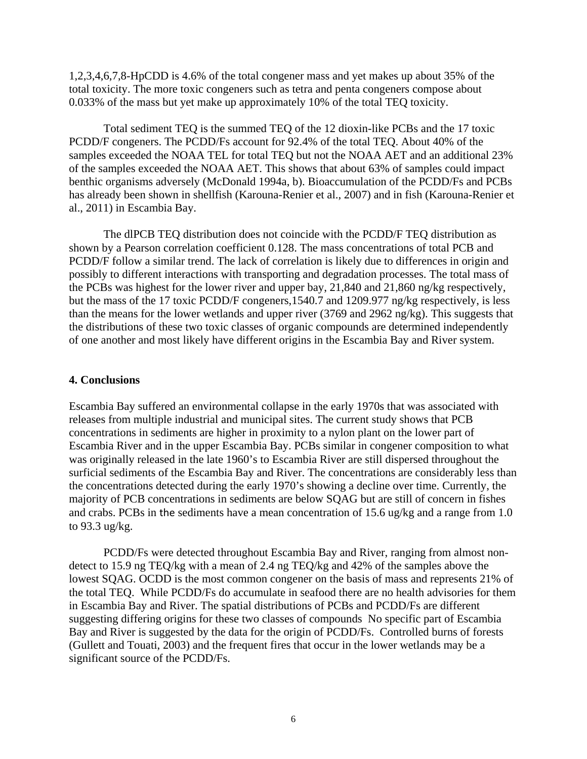1,2,3,4,6,7,8-HpCDD is 4.6% of the total congener mass and yet makes up about 35% of the total toxicity. The more toxic congeners such as tetra and penta congeners compose about 0.033% of the mass but yet make up approximately 10% of the total TEQ toxicity.

Total sediment TEQ is the summed TEQ of the 12 dioxin-like PCBs and the 17 toxic PCDD/F congeners. The PCDD/Fs account for 92.4% of the total TEQ. About 40% of the samples exceeded the NOAA TEL for total TEQ but not the NOAA AET and an additional 23% of the samples exceeded the NOAA AET. This shows that about 63% of samples could impact benthic organisms adversely (McDonald 1994a, b). Bioaccumulation of the PCDD/Fs and PCBs has already been shown in shellfish (Karouna-Renier et al., 2007) and in fish (Karouna-Renier et al., 2011) in Escambia Bay.

The dlPCB TEQ distribution does not coincide with the PCDD/F TEQ distribution as shown by a Pearson correlation coefficient 0.128. The mass concentrations of total PCB and PCDD/F follow a similar trend. The lack of correlation is likely due to differences in origin and possibly to different interactions with transporting and degradation processes. The total mass of the PCBs was highest for the lower river and upper bay, 21,840 and 21,860 ng/kg respectively, but the mass of the 17 toxic PCDD/F congeners,1540.7 and 1209.977 ng/kg respectively, is less than the means for the lower wetlands and upper river (3769 and 2962 ng/kg). This suggests that the distributions of these two toxic classes of organic compounds are determined independently of one another and most likely have different origins in the Escambia Bay and River system.

## 4. Conclusions

Escambia Bay suffered an environmental collapse in the early 1970s that was associated with releases from multiple industrial and municipal sites. The current study shows that PCB concentrations in sediments are higher in proximity to a nylon plant on the lower part of Escambia River and in the upper Escambia Bay. PCBs similar in congener composition to what was originally released in the late 1960's to Escambia River are still dispersed throughout the surficial sediments of the Escambia Bay and River. The concentrations are considerably less than the concentrations detected during the early 1970's showing a decline over time. Currently, the majority of PCB concentrations in sediments are below SQAG but are still of concern in fishes and crabs. PCBs in the sediments have a mean concentration of 15.6 ug/kg and a range from 1.0 to 93.3 ug/kg.

PCDD/Fs were detected throughout Escambia Bay and River, ranging from almost non-detect to 15.9 ng TEQ/kg with a mean of 2.4 ng TEQ/kg and 42% of the samples above the lowest SQAG. OCDD is the most common congener on the basis of mass and represents 21% of the total TEQ. While PCDD/Fs do accumulate in seafood there are no health advisories for them in Escambia Bay and River. The spatial distributions of PCBs and PCDD/Fs are different suggesting differing origins for these two classes of compounds No specific part of Escambia Bay and River is suggested by the data for the origin of PCDD/Fs. Controlled burns of forests (Gullett and Touati, 2003) and the frequent fires that occur in the lower wetlands may be a significant source of the PCDD/Fs.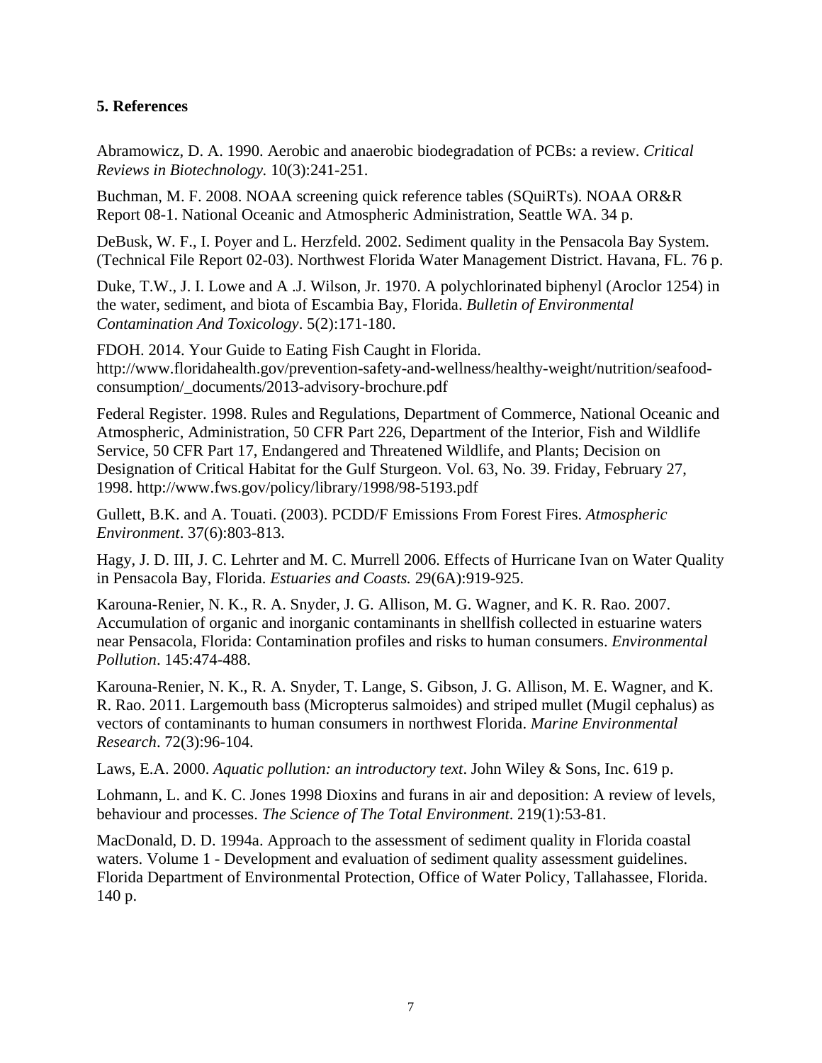## 5. References

Abramowicz, D. A. 1990. Aerobic and anaerobic biodegradation of PCBs: a review. *Critical Reviews in Biotechnology.* 10(3):241-251.

Buchman, M. F. 2008. NOAA screening quick reference tables (SQuiRTs). NOAA OR&R Report 08-1. National Oceanic and Atmospheric Administration, Seattle WA. 34 p.

DeBusk, W. F., I. Poyer and L. Herzfeld. 2002. Sediment quality in the Pensacola Bay System. (Technical File Report 02-03). Northwest Florida Water Management District. Havana, FL. 76 p.

Duke, T.W., J. I. Lowe and A .J. Wilson, Jr. 1970. A polychlorinated biphenyl (Aroclor 1254) in the water, sediment, and biota of Escambia Bay, Florida. *Bulletin of Environmental Contamination And Toxicology*. 5(2):171-180.

FDOH. 2014. Your Guide to Eating Fish Caught in Florida. http://www.floridahealth.gov/prevention-safety-and-wellness/healthy-weight/nutrition/seafood-consumption/_documents/2013-advisory-brochure.pdf

Federal Register. 1998. Rules and Regulations, Department of Commerce, National Oceanic and Atmospheric, Administration, 50 CFR Part 226, Department of the Interior, Fish and Wildlife Service, 50 CFR Part 17, Endangered and Threatened Wildlife, and Plants; Decision on Designation of Critical Habitat for the Gulf Sturgeon. Vol. 63, No. 39. Friday, February 27, 1998. http://www.fws.gov/policy/library/1998/98-5193.pdf

Gullett, B.K. and A. Touati. (2003). PCDD/F Emissions From Forest Fires. *Atmospheric Environment*. 37(6):803-813.

Hagy, J. D. III, J. C. Lehrter and M. C. Murrell 2006. Effects of Hurricane Ivan on Water Quality in Pensacola Bay, Florida. *Estuaries and Coasts.* 29(6A):919-925.

Karouna-Renier, N. K., R. A. Snyder, J. G. Allison, M. G. Wagner, and K. R. Rao. 2007. Accumulation of organic and inorganic contaminants in shellfish collected in estuarine waters near Pensacola, Florida: Contamination profiles and risks to human consumers. *Environmental Pollution*. 145:474-488.

Karouna-Renier, N. K., R. A. Snyder, T. Lange, S. Gibson, J. G. Allison, M. E. Wagner, and K. R. Rao. 2011. Largemouth bass (Micropterus salmoides) and striped mullet (Mugil cephalus) as vectors of contaminants to human consumers in northwest Florida. *Marine Environmental Research*. 72(3):96-104.

Laws, E.A. 2000. *Aquatic pollution: an introductory text*. John Wiley & Sons, Inc. 619 p.

Lohmann, L. and K. C. Jones 1998 Dioxins and furans in air and deposition: A review of levels, behaviour and processes. *The Science of The Total Environment*. 219(1):53-81.

MacDonald, D. D. 1994a. Approach to the assessment of sediment quality in Florida coastal waters. Volume 1 - Development and evaluation of sediment quality assessment guidelines. Florida Department of Environmental Protection, Office of Water Policy, Tallahassee, Florida. 140 p.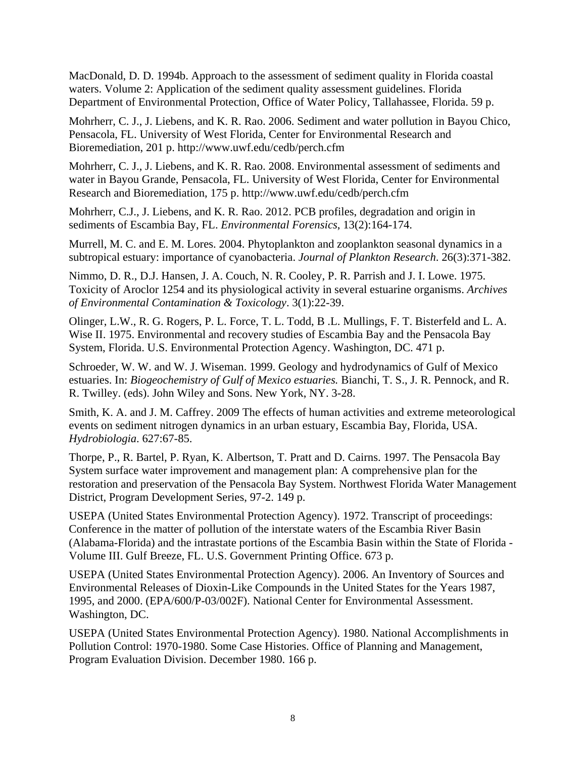MacDonald, D. D. 1994b. Approach to the assessment of sediment quality in Florida coastal waters. Volume 2: Application of the sediment quality assessment guidelines. Florida Department of Environmental Protection, Office of Water Policy, Tallahassee, Florida. 59 p.

Mohrherr, C. J., J. Liebens, and K. R. Rao. 2006. Sediment and water pollution in Bayou Chico, Pensacola, FL. University of West Florida, Center for Environmental Research and Bioremediation, 201 p. http://www.uwf.edu/cedb/perch.cfm

Mohrherr, C. J., J. Liebens, and K. R. Rao. 2008. Environmental assessment of sediments and water in Bayou Grande, Pensacola, FL. University of West Florida, Center for Environmental Research and Bioremediation, 175 p. http://www.uwf.edu/cedb/perch.cfm

Mohrherr, C.J., J. Liebens, and K. R. Rao. 2012. PCB profiles, degradation and origin in sediments of Escambia Bay, FL. *Environmental Forensics*, 13(2):164-174.

Murrell, M. C. and E. M. Lores. 2004. Phytoplankton and zooplankton seasonal dynamics in a subtropical estuary: importance of cyanobacteria. *Journal of Plankton Research*. 26(3):371-382.

Nimmo, D. R., D.J. Hansen, J. A. Couch, N. R. Cooley, P. R. Parrish and J. I. Lowe. 1975. Toxicity of Aroclor 1254 and its physiological activity in several estuarine organisms. *Archives of Environmental Contamination & Toxicology*. 3(1):22-39.

Olinger, L.W., R. G. Rogers, P. L. Force, T. L. Todd, B .L. Mullings, F. T. Bisterfeld and L. A. Wise II. 1975. Environmental and recovery studies of Escambia Bay and the Pensacola Bay System, Florida. U.S. Environmental Protection Agency. Washington, DC. 471 p.

Schroeder, W. W. and W. J. Wiseman. 1999. Geology and hydrodynamics of Gulf of Mexico estuaries. In: *Biogeochemistry of Gulf of Mexico estuaries.* Bianchi, T. S., J. R. Pennock, and R. R. Twilley. (eds). John Wiley and Sons. New York, NY. 3-28.

Smith, K. A. and J. M. Caffrey. 2009 The effects of human activities and extreme meteorological events on sediment nitrogen dynamics in an urban estuary, Escambia Bay, Florida, USA. *Hydrobiologia*. 627:67-85.

Thorpe, P., R. Bartel, P. Ryan, K. Albertson, T. Pratt and D. Cairns. 1997. The Pensacola Bay System surface water improvement and management plan: A comprehensive plan for the restoration and preservation of the Pensacola Bay System. Northwest Florida Water Management District, Program Development Series, 97-2. 149 p.

USEPA (United States Environmental Protection Agency). 1972. Transcript of proceedings: Conference in the matter of pollution of the interstate waters of the Escambia River Basin (Alabama-Florida) and the intrastate portions of the Escambia Basin within the State of Florida - Volume III. Gulf Breeze, FL. U.S. Government Printing Office. 673 p.

USEPA (United States Environmental Protection Agency). 2006. An Inventory of Sources and Environmental Releases of Dioxin-Like Compounds in the United States for the Years 1987, 1995, and 2000. (EPA/600/P-03/002F). National Center for Environmental Assessment. Washington, DC.

USEPA (United States Environmental Protection Agency). 1980. National Accomplishments in Pollution Control: 1970-1980. Some Case Histories. Office of Planning and Management, Program Evaluation Division. December 1980. 166 p.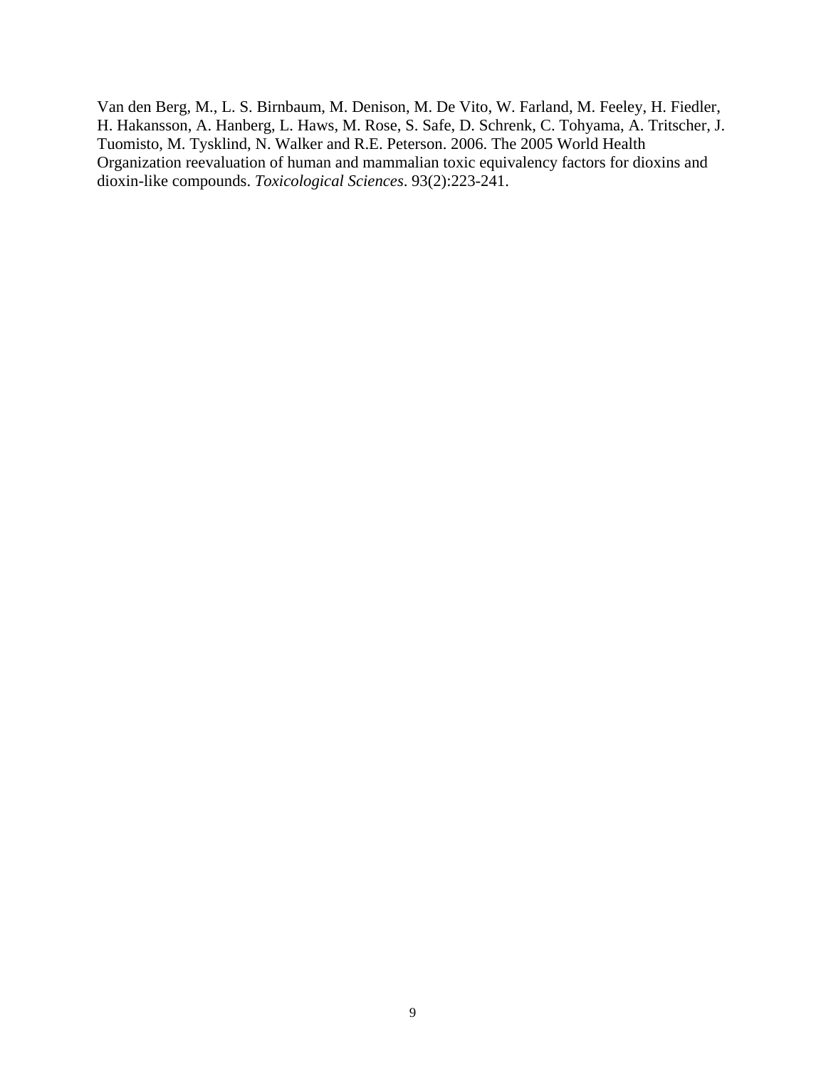Van den Berg, M., L. S. Birnbaum, M. Denison, M. De Vito, W. Farland, M. Feeley, H. Fiedler, H. Hakansson, A. Hanberg, L. Haws, M. Rose, S. Safe, D. Schrenk, C. Tohyama, A. Tritscher, J. Tuomisto, M. Tysklind, N. Walker and R.E. Peterson. 2006. The 2005 World Health Organization reevaluation of human and mammalian toxic equivalency factors for dioxins and dioxin-like compounds. *Toxicological Sciences*. 93(2):223-241.